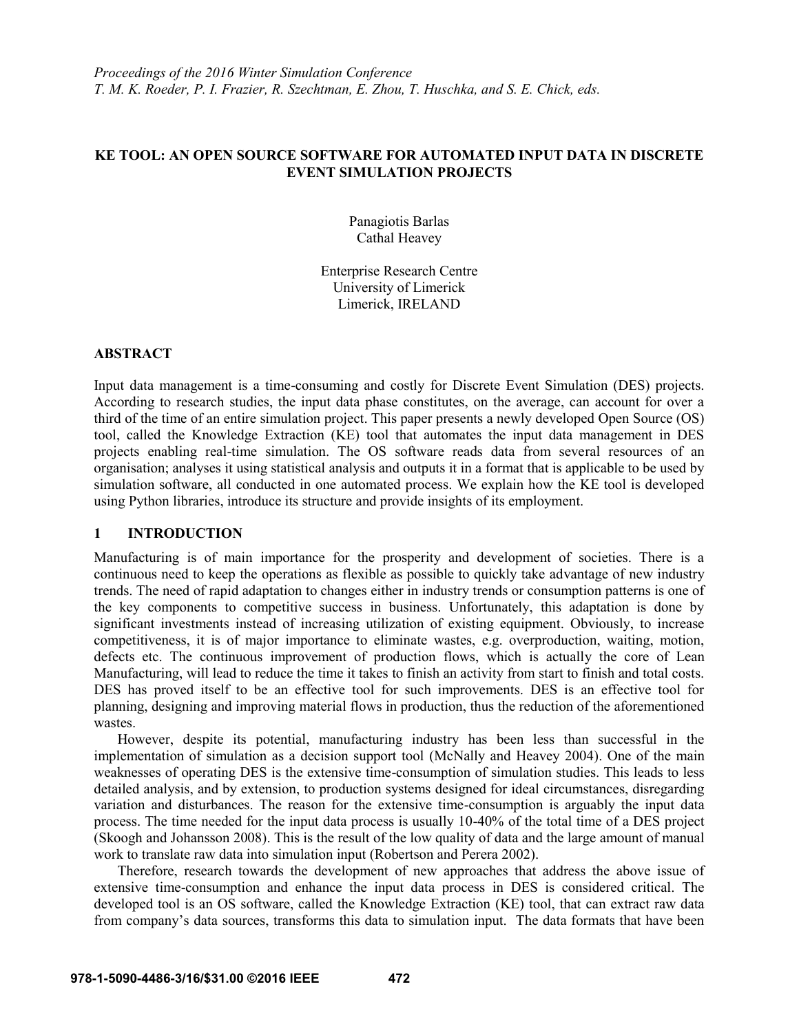*Proceedings of the 2016 Winter Simulation Conference*
*T. M. K. Roeder, P. I. Frazier, R. Szechtman, E. Zhou, T. Huschka, and S. E. Chick, eds.*

# KE TOOL: AN OPEN SOURCE SOFTWARE FOR AUTOMATED INPUT DATA IN DISCRETE EVENT SIMULATION PROJECTS

Panagiotis Barlas
Cathal Heavey

Enterprise Research Centre
University of Limerick
Limerick, IRELAND

## ABSTRACT

Input data management is a time-consuming and costly for Discrete Event Simulation (DES) projects. According to research studies, the input data phase constitutes, on the average, can account for over a third of the time of an entire simulation project. This paper presents a newly developed Open Source (OS) tool, called the Knowledge Extraction (KE) tool that automates the input data management in DES projects enabling real-time simulation. The OS software reads data from several resources of an organisation; analyses it using statistical analysis and outputs it in a format that is applicable to be used by simulation software, all conducted in one automated process. We explain how the KE tool is developed using Python libraries, introduce its structure and provide insights of its employment.

## 1 INTRODUCTION

Manufacturing is of main importance for the prosperity and development of societies. There is a continuous need to keep the operations as flexible as possible to quickly take advantage of new industry trends. The need of rapid adaptation to changes either in industry trends or consumption patterns is one of the key components to competitive success in business. Unfortunately, this adaptation is done by significant investments instead of increasing utilization of existing equipment. Obviously, to increase competitiveness, it is of major importance to eliminate wastes, e.g. overproduction, waiting, motion, defects etc. The continuous improvement of production flows, which is actually the core of Lean Manufacturing, will lead to reduce the time it takes to finish an activity from start to finish and total costs. DES has proved itself to be an effective tool for such improvements. DES is an effective tool for planning, designing and improving material flows in production, thus the reduction of the aforementioned wastes.

However, despite its potential, manufacturing industry has been less than successful in the implementation of simulation as a decision support tool (McNally and Heavey 2004). One of the main weaknesses of operating DES is the extensive time-consumption of simulation studies. This leads to less detailed analysis, and by extension, to production systems designed for ideal circumstances, disregarding variation and disturbances. The reason for the extensive time-consumption is arguably the input data process. The time needed for the input data process is usually 10-40% of the total time of a DES project (Skoogh and Johansson 2008). This is the result of the low quality of data and the large amount of manual work to translate raw data into simulation input (Robertson and Perera 2002).

Therefore, research towards the development of new approaches that address the above issue of extensive time-consumption and enhance the input data process in DES is considered critical. The developed tool is an OS software, called the Knowledge Extraction (KE) tool, that can extract raw data from company's data sources, transforms this data to simulation input. The data formats that have been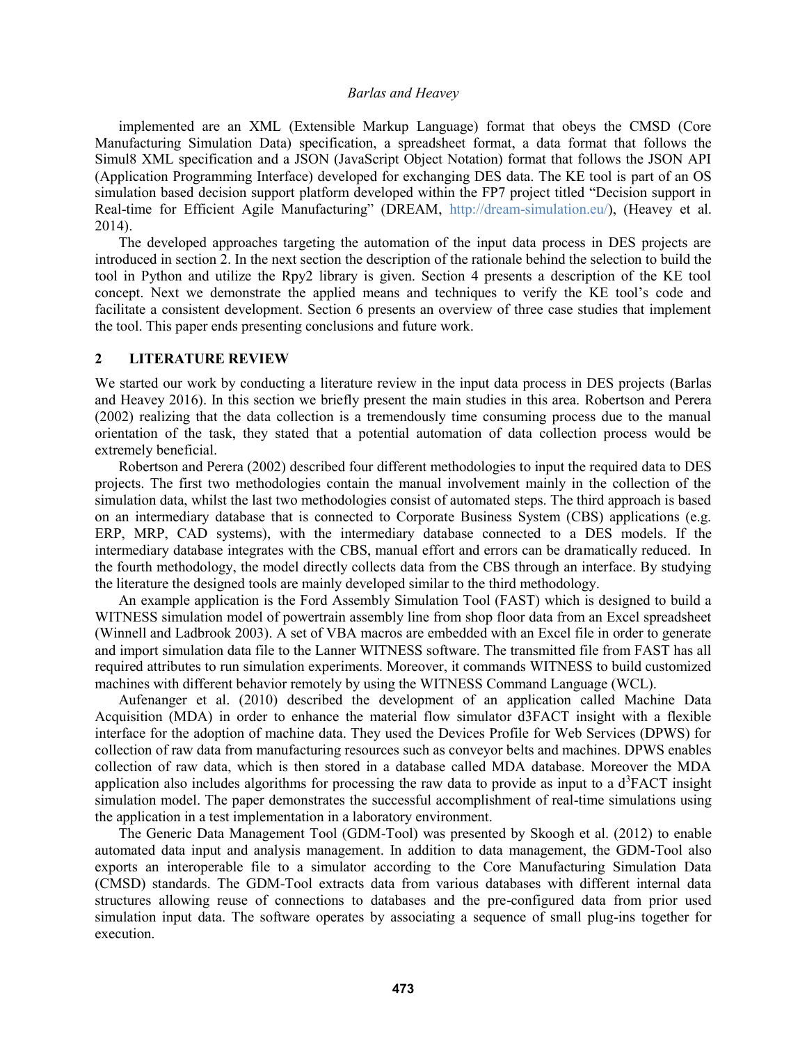implemented are an XML (Extensible Markup Language) format that obeys the CMSD (Core Manufacturing Simulation Data) specification, a spreadsheet format, a data format that follows the Simul8 XML specification and a JSON (JavaScript Object Notation) format that follows the JSON API (Application Programming Interface) developed for exchanging DES data. The KE tool is part of an OS simulation based decision support platform developed within the FP7 project titled "Decision support in Real-time for Efficient Agile Manufacturing" (DREAM, http://dream-simulation.eu/), (Heavey et al. 2014).

The developed approaches targeting the automation of the input data process in DES projects are introduced in section 2. In the next section the description of the rationale behind the selection to build the tool in Python and utilize the Rpy2 library is given. Section 4 presents a description of the KE tool concept. Next we demonstrate the applied means and techniques to verify the KE tool's code and facilitate a consistent development. Section 6 presents an overview of three case studies that implement the tool. This paper ends presenting conclusions and future work.

## 2 LITERATURE REVIEW

We started our work by conducting a literature review in the input data process in DES projects (Barlas and Heavey 2016). In this section we briefly present the main studies in this area. Robertson and Perera (2002) realizing that the data collection is a tremendously time consuming process due to the manual orientation of the task, they stated that a potential automation of data collection process would be extremely beneficial.

Robertson and Perera (2002) described four different methodologies to input the required data to DES projects. The first two methodologies contain the manual involvement mainly in the collection of the simulation data, whilst the last two methodologies consist of automated steps. The third approach is based on an intermediary database that is connected to Corporate Business System (CBS) applications (e.g. ERP, MRP, CAD systems), with the intermediary database connected to a DES models. If the intermediary database integrates with the CBS, manual effort and errors can be dramatically reduced. In the fourth methodology, the model directly collects data from the CBS through an interface. By studying the literature the designed tools are mainly developed similar to the third methodology.

An example application is the Ford Assembly Simulation Tool (FAST) which is designed to build a WITNESS simulation model of powertrain assembly line from shop floor data from an Excel spreadsheet (Winnell and Ladbrook 2003). A set of VBA macros are embedded with an Excel file in order to generate and import simulation data file to the Lanner WITNESS software. The transmitted file from FAST has all required attributes to run simulation experiments. Moreover, it commands WITNESS to build customized machines with different behavior remotely by using the WITNESS Command Language (WCL).

Aufenanger et al. (2010) described the development of an application called Machine Data Acquisition (MDA) in order to enhance the material flow simulator d3FACT insight with a flexible interface for the adoption of machine data. They used the Devices Profile for Web Services (DPWS) for collection of raw data from manufacturing resources such as conveyor belts and machines. DPWS enables collection of raw data, which is then stored in a database called MDA database. Moreover the MDA application also includes algorithms for processing the raw data to provide as input to a d$^3$FACT insight simulation model. The paper demonstrates the successful accomplishment of real-time simulations using the application in a test implementation in a laboratory environment.

The Generic Data Management Tool (GDM-Tool) was presented by Skoogh et al. (2012) to enable automated data input and analysis management. In addition to data management, the GDM-Tool also exports an interoperable file to a simulator according to the Core Manufacturing Simulation Data (CMSD) standards. The GDM-Tool extracts data from various databases with different internal data structures allowing reuse of connections to databases and the pre-configured data from prior used simulation input data. The software operates by associating a sequence of small plug-ins together for execution.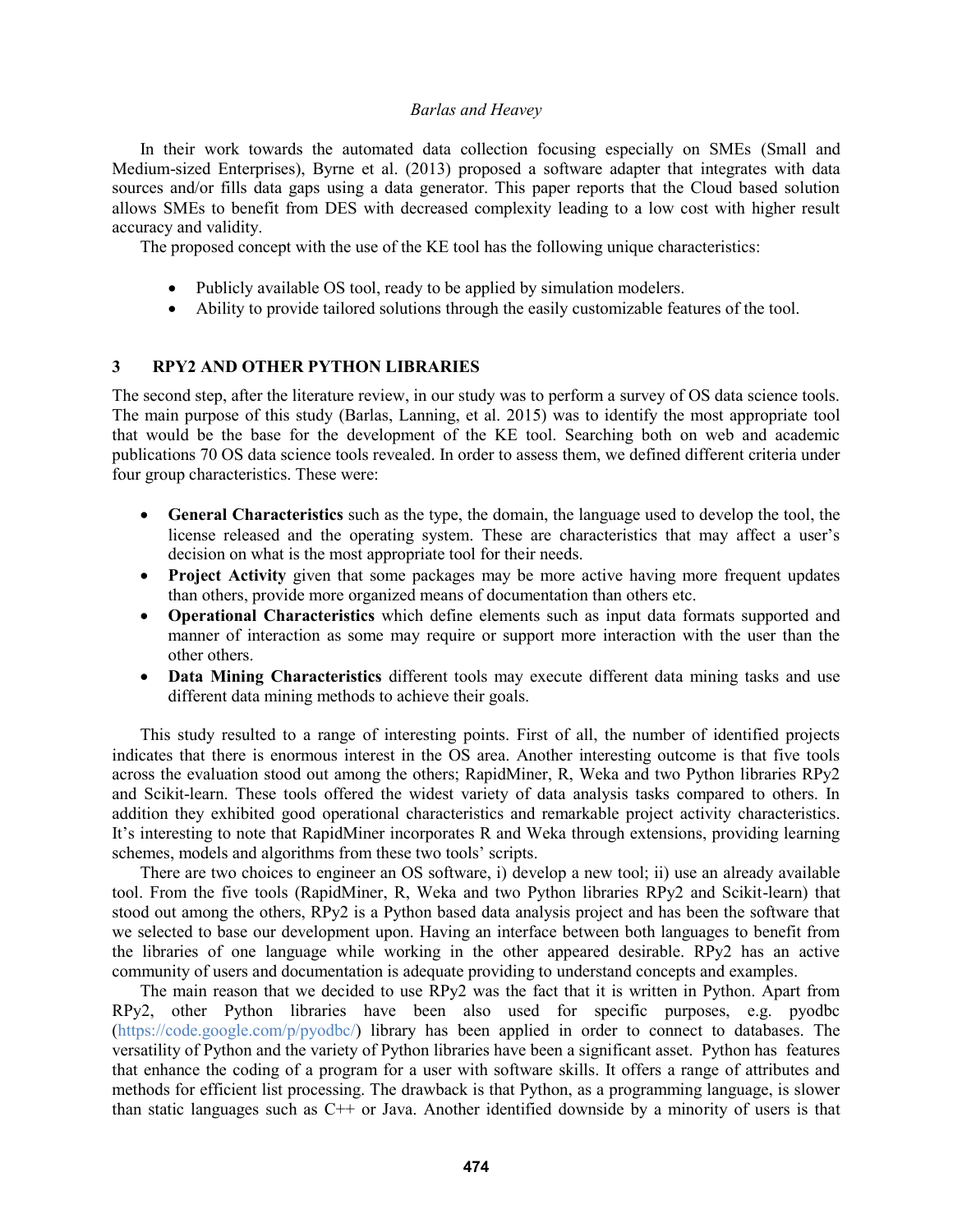In their work towards the automated data collection focusing especially on SMEs (Small and Medium-sized Enterprises), Byrne et al. (2013) proposed a software adapter that integrates with data sources and/or fills data gaps using a data generator. This paper reports that the Cloud based solution allows SMEs to benefit from DES with decreased complexity leading to a low cost with higher result accuracy and validity.

The proposed concept with the use of the KE tool has the following unique characteristics:

- Publicly available OS tool, ready to be applied by simulation modelers.
- Ability to provide tailored solutions through the easily customizable features of the tool.

## 3 RPY2 AND OTHER PYTHON LIBRARIES

The second step, after the literature review, in our study was to perform a survey of OS data science tools. The main purpose of this study (Barlas, Lanning, et al. 2015) was to identify the most appropriate tool that would be the base for the development of the KE tool. Searching both on web and academic publications 70 OS data science tools revealed. In order to assess them, we defined different criteria under four group characteristics. These were:

- **General Characteristics** such as the type, the domain, the language used to develop the tool, the license released and the operating system. These are characteristics that may affect a user's decision on what is the most appropriate tool for their needs.
- **Project Activity** given that some packages may be more active having more frequent updates than others, provide more organized means of documentation than others etc.
- **Operational Characteristics** which define elements such as input data formats supported and manner of interaction as some may require or support more interaction with the user than the other others.
- **Data Mining Characteristics** different tools may execute different data mining tasks and use different data mining methods to achieve their goals.

This study resulted to a range of interesting points. First of all, the number of identified projects indicates that there is enormous interest in the OS area. Another interesting outcome is that five tools across the evaluation stood out among the others; RapidMiner, R, Weka and two Python libraries RPy2 and Scikit-learn. These tools offered the widest variety of data analysis tasks compared to others. In addition they exhibited good operational characteristics and remarkable project activity characteristics. It's interesting to note that RapidMiner incorporates R and Weka through extensions, providing learning schemes, models and algorithms from these two tools' scripts.

There are two choices to engineer an OS software, i) develop a new tool; ii) use an already available tool. From the five tools (RapidMiner, R, Weka and two Python libraries RPy2 and Scikit-learn) that stood out among the others, RPy2 is a Python based data analysis project and has been the software that we selected to base our development upon. Having an interface between both languages to benefit from the libraries of one language while working in the other appeared desirable. RPy2 has an active community of users and documentation is adequate providing to understand concepts and examples.

The main reason that we decided to use RPy2 was the fact that it is written in Python. Apart from RPy2, other Python libraries have been also used for specific purposes, e.g. pyodbc (https://code.google.com/p/pyodbc/) library has been applied in order to connect to databases. The versatility of Python and the variety of Python libraries have been a significant asset. Python has features that enhance the coding of a program for a user with software skills. It offers a range of attributes and methods for efficient list processing. The drawback is that Python, as a programming language, is slower than static languages such as C++ or Java. Another identified downside by a minority of users is that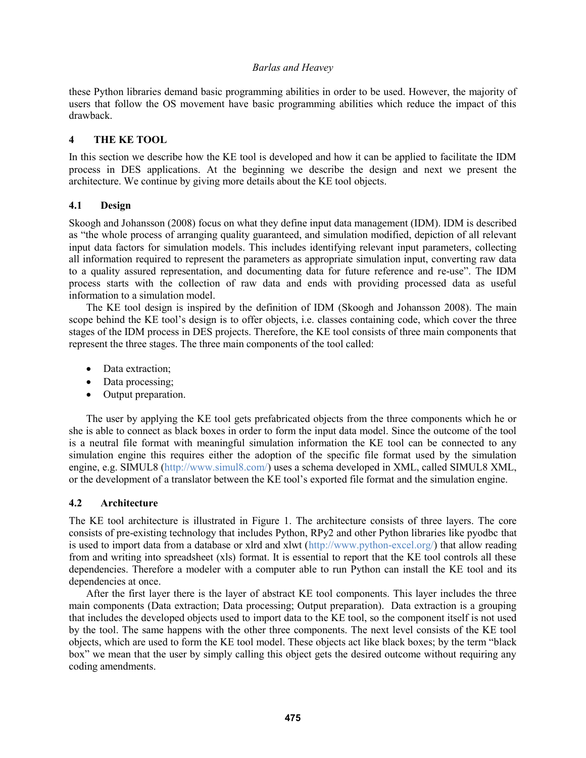these Python libraries demand basic programming abilities in order to be used. However, the majority of users that follow the OS movement have basic programming abilities which reduce the impact of this drawback.

## 4 THE KE TOOL

In this section we describe how the KE tool is developed and how it can be applied to facilitate the IDM process in DES applications. At the beginning we describe the design and next we present the architecture. We continue by giving more details about the KE tool objects.

### 4.1 Design

Skoogh and Johansson (2008) focus on what they define input data management (IDM). IDM is described as "the whole process of arranging quality guaranteed, and simulation modified, depiction of all relevant input data factors for simulation models. This includes identifying relevant input parameters, collecting all information required to represent the parameters as appropriate simulation input, converting raw data to a quality assured representation, and documenting data for future reference and re-use". The IDM process starts with the collection of raw data and ends with providing processed data as useful information to a simulation model.

The KE tool design is inspired by the definition of IDM (Skoogh and Johansson 2008). The main scope behind the KE tool's design is to offer objects, i.e. classes containing code, which cover the three stages of the IDM process in DES projects. Therefore, the KE tool consists of three main components that represent the three stages. The three main components of the tool called:

- Data extraction;
- Data processing;
- Output preparation.

The user by applying the KE tool gets prefabricated objects from the three components which he or she is able to connect as black boxes in order to form the input data model. Since the outcome of the tool is a neutral file format with meaningful simulation information the KE tool can be connected to any simulation engine this requires either the adoption of the specific file format used by the simulation engine, e.g. SIMUL8 (http://www.simul8.com/) uses a schema developed in XML, called SIMUL8 XML, or the development of a translator between the KE tool's exported file format and the simulation engine.

### 4.2 Architecture

The KE tool architecture is illustrated in Figure 1. The architecture consists of three layers. The core consists of pre-existing technology that includes Python, RPy2 and other Python libraries like pyodbc that is used to import data from a database or xlrd and xlwt (http://www.python-excel.org/) that allow reading from and writing into spreadsheet (xls) format. It is essential to report that the KE tool controls all these dependencies. Therefore a modeler with a computer able to run Python can install the KE tool and its dependencies at once.

After the first layer there is the layer of abstract KE tool components. This layer includes the three main components (Data extraction; Data processing; Output preparation). Data extraction is a grouping that includes the developed objects used to import data to the KE tool, so the component itself is not used by the tool. The same happens with the other three components. The next level consists of the KE tool objects, which are used to form the KE tool model. These objects act like black boxes; by the term "black box" we mean that the user by simply calling this object gets the desired outcome without requiring any coding amendments.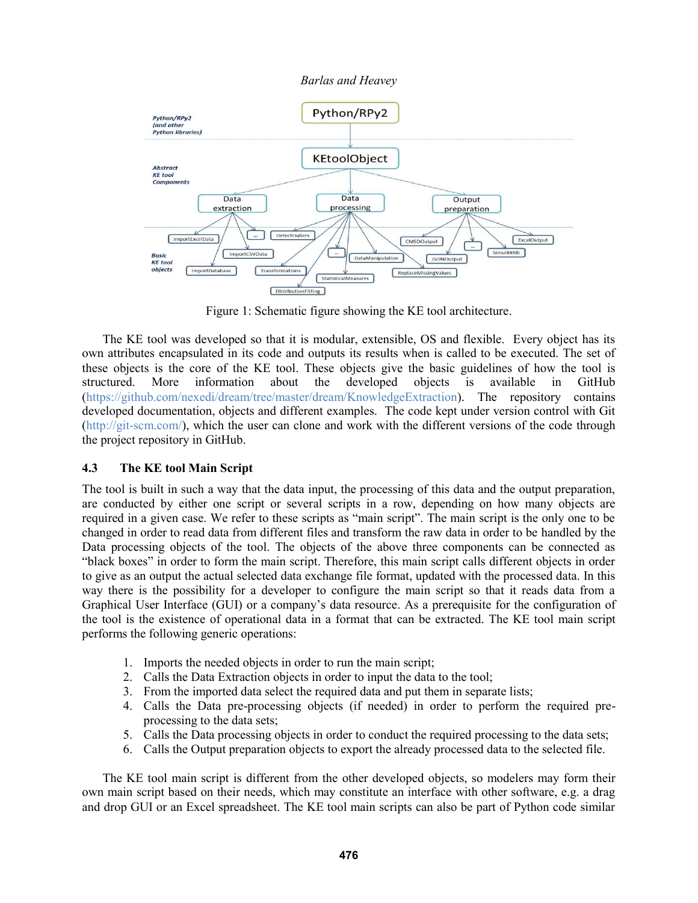Figure 1: Schematic figure showing the KE tool architecture.

The KE tool was developed so that it is modular, extensible, OS and flexible. Every object has its own attributes encapsulated in its code and outputs its results when is called to be executed. The set of these objects is the core of the KE tool. These objects give the basic guidelines of how the tool is structured. More information about the developed objects is available in GitHub (https://github.com/nexedi/dream/tree/master/dream/KnowledgeExtraction). The repository contains developed documentation, objects and different examples. The code kept under version control with Git (http://git-scm.com/), which the user can clone and work with the different versions of the code through the project repository in GitHub.

### 4.3 The KE tool Main Script

The tool is built in such a way that the data input, the processing of this data and the output preparation, are conducted by either one script or several scripts in a row, depending on how many objects are required in a given case. We refer to these scripts as "main script". The main script is the only one to be changed in order to read data from different files and transform the raw data in order to be handled by the Data processing objects of the tool. The objects of the above three components can be connected as "black boxes" in order to form the main script. Therefore, this main script calls different objects in order to give as an output the actual selected data exchange file format, updated with the processed data. In this way there is the possibility for a developer to configure the main script so that it reads data from a Graphical User Interface (GUI) or a company's data resource. As a prerequisite for the configuration of the tool is the existence of operational data in a format that can be extracted. The KE tool main script performs the following generic operations:

1. Imports the needed objects in order to run the main script;
2. Calls the Data Extraction objects in order to input the data to the tool;
3. From the imported data select the required data and put them in separate lists;
4. Calls the Data pre-processing objects (if needed) in order to perform the required pre-processing to the data sets;
5. Calls the Data processing objects in order to conduct the required processing to the data sets;
6. Calls the Output preparation objects to export the already processed data to the selected file.

The KE tool main script is different from the other developed objects, so modelers may form their own main script based on their needs, which may constitute an interface with other software, e.g. a drag and drop GUI or an Excel spreadsheet. The KE tool main scripts can also be part of Python code similar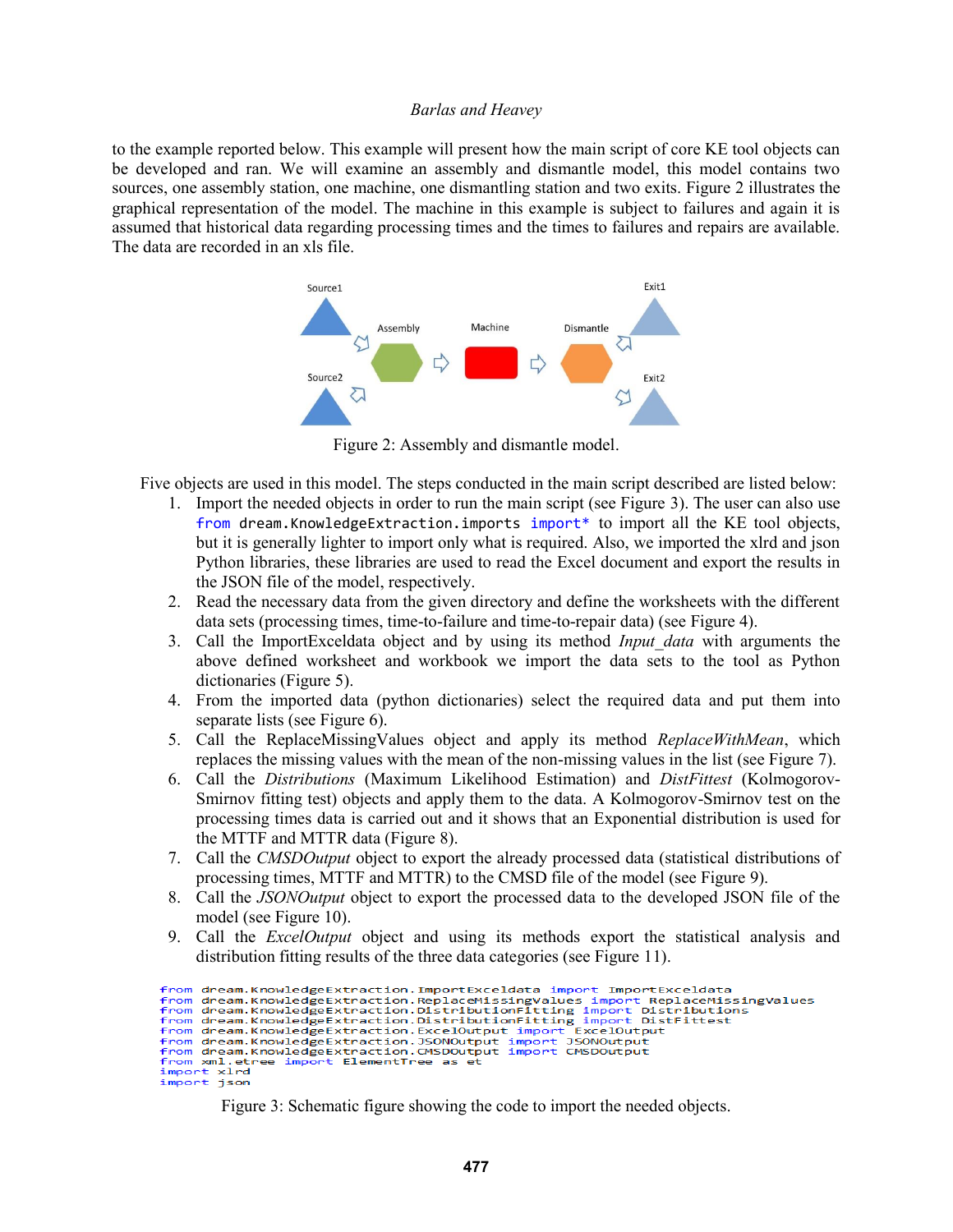to the example reported below. This example will present how the main script of core KE tool objects can be developed and ran. We will examine an assembly and dismantle model, this model contains two sources, one assembly station, one machine, one dismantling station and two exits. Figure 2 illustrates the graphical representation of the model. The machine in this example is subject to failures and again it is assumed that historical data regarding processing times and the times to failures and repairs are available. The data are recorded in an xls file.

Figure 2: Assembly and dismantle model.

Five objects are used in this model. The steps conducted in the main script described are listed below:

1. Import the needed objects in order to run the main script (see Figure 3). The user can also use `from dream.KnowledgeExtraction.imports import*` to import all the KE tool objects, but it is generally lighter to import only what is required. Also, we imported the xlrd and json Python libraries, these libraries are used to read the Excel document and export the results in the JSON file of the model, respectively.
2. Read the necessary data from the given directory and define the worksheets with the different data sets (processing times, time-to-failure and time-to-repair data) (see Figure 4).
3. Call the ImportExceldata object and by using its method *Input_data* with arguments the above defined worksheet and workbook we import the data sets to the tool as Python dictionaries (Figure 5).
4. From the imported data (python dictionaries) select the required data and put them into separate lists (see Figure 6).
5. Call the ReplaceMissingValues object and apply its method *ReplaceWithMean*, which replaces the missing values with the mean of the non-missing values in the list (see Figure 7).
6. Call the *Distributions* (Maximum Likelihood Estimation) and *DistFittest* (Kolmogorov-Smirnov fitting test) objects and apply them to the data. A Kolmogorov-Smirnov test on the processing times data is carried out and it shows that an Exponential distribution is used for the MTTF and MTTR data (Figure 8).
7. Call the *CMSDOutput* object to export the already processed data (statistical distributions of processing times, MTTF and MTTR) to the CMSD file of the model (see Figure 9).
8. Call the *JSONOutput* object to export the processed data to the developed JSON file of the model (see Figure 10).
9. Call the *ExcelOutput* object and using its methods export the statistical analysis and distribution fitting results of the three data categories (see Figure 11).

```
from dream.KnowledgeExtraction.ImportExceldata import ImportExceldata
from dream.KnowledgeExtraction.ReplaceMissingValues import ReplaceMissingValues
from dream.KnowledgeExtraction.DistributionFitting import Distributions
from dream.KnowledgeExtraction.DistributionFitting import DistFittest
from dream.KnowledgeExtraction.ExcelOutput import ExcelOutput
from dream.KnowledgeExtraction.JSONOutput import JSONOutput
from dream.KnowledgeExtraction.CMSDOutput import CMSDOutput
from xml.etree import ElementTree as et
import xlrd
import json
```

Figure 3: Schematic figure showing the code to import the needed objects.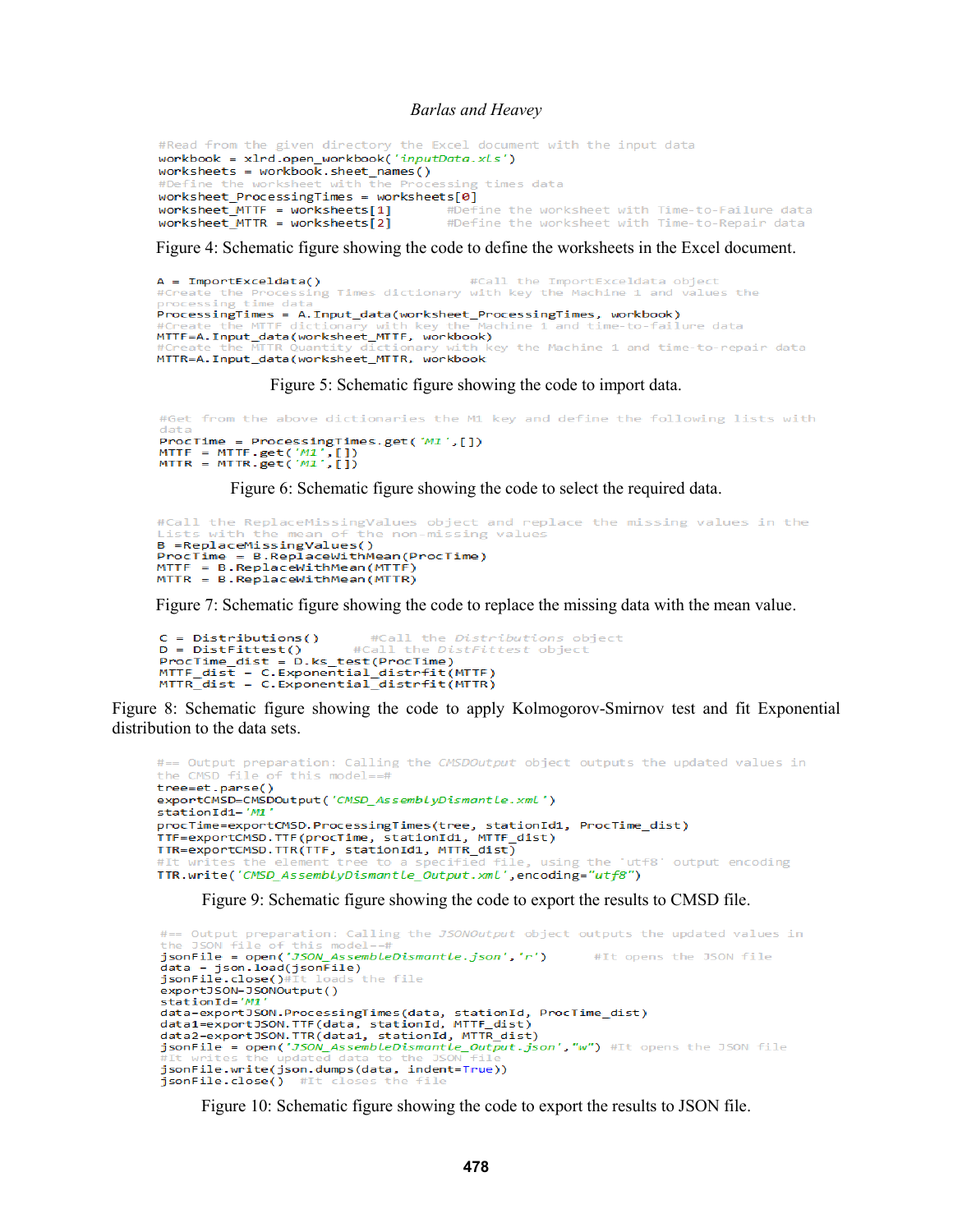```
#Read from the given directory the Excel document with the input data
workbook = xlrd.open_workbook('inputData.xls')
worksheets = workbook.sheet_names()
#Define the worksheet with the Processing times data
worksheet_ProcessingTimes = worksheets[0]
worksheet_MTTF = worksheets[1]        #Define the worksheet with Time-to-Failure data
worksheet_MTTR = worksheets[2]        #Define the worksheet with Time-to-Repair data
```

Figure 4: Schematic figure showing the code to define the worksheets in the Excel document.

```
A = ImportExceldata()                    #Call the ImportExceldata object
#Create the Processing Times dictionary with key the Machine 1 and values the
processing time data
ProcessingTimes = A.Input_data(worksheet_ProcessingTimes, workbook)
#Create the MTTF dictionary with key the Machine 1 and time-to-failure data
MTTF=A.Input_data(worksheet_MTTF, workbook)
#Create the MTTR Quantity dictionary with key the Machine 1 and time-to-repair data
MTTR=A.Input_data(worksheet_MTTR, workbook
```

Figure 5: Schematic figure showing the code to import data.

```
#Get from the above dictionaries the M1 key and define the following lists with
data
ProcTime = ProcessingTimes.get('M1',[])
MTTF  = MTTF.get('M1',[])
MTTR  = MTTR.get('M1',[])
```

Figure 6: Schematic figure showing the code to select the required data.

```
#Call the ReplaceMissingValues object and replace the missing values in the
lists with the mean of the non-missing values
B =ReplaceMissingValues()
ProcTime  = B.ReplaceWithMean(ProcTime)
MTTF  = B.ReplaceWithMean(MTTF)
MTTR  = B.ReplaceWithMean(MTTR)
```

Figure 7: Schematic figure showing the code to replace the missing data with the mean value.

```
C = Distributions()       #Call the Distributions object
D = DistFittest()       #Call the DistFittest object
ProcTime_dist = D.ks_test(ProcTime)
MTTF_dist = C.Exponential_distrfit(MTTF)
MTTR_dist = C.Exponential_distrfit(MTTR)
```

Figure 8: Schematic figure showing the code to apply Kolmogorov-Smirnov test and fit Exponential distribution to the data sets.

```
#== Output preparation: Calling the CMSDOutput object outputs the updated values in
the CMSD file of this model==#
tree=et.parse()
exportCMSD=CMSDOutput('CMSD_AssemblyDismantle.xml')
stationId1='M1'
procTime=exportCMSD.ProcessingTimes(tree, stationId1, ProcTime_dist)
TTF=exportCMSD.TTF(procTime, stationId1, MTTF_dist)
TTR=exportCMSD.TTR(TTF, stationId1, MTTR_dist)
#It writes the element tree to a specified file, using the 'utf8' output encoding
TTR.write('CMSD_AssemblyDismantle_Output.xml',encoding="utf8")
```

Figure 9: Schematic figure showing the code to export the results to CMSD file.

```
#== Output preparation: Calling the JSONOutput object outputs the updated values in
the JSON file of this model==#
jsonFile = open('JSON_AssembleDismantle.json','r')       #It opens the JSON file
data = json.load(jsonFile)
jsonFile.close()#It loads the file
exportJSON=JSONOutput()
stationId='M1'
data=exportJSON.ProcessingTimes(data, stationId, ProcTime_dist)
data1=exportJSON.TTF(data, stationId, MTTF_dist)
data2=exportJSON.TTR(data1, stationId, MTTR_dist)
jsonFile = open('JSON_AssembleDismantle_Output.json',"w") #It opens the JSON file
#It writes the updated data to the JSON file
jsonFile.write(json.dumps(data, indent=True))
jsonFile.close()  #It closes the file
```

Figure 10: Schematic figure showing the code to export the results to JSON file.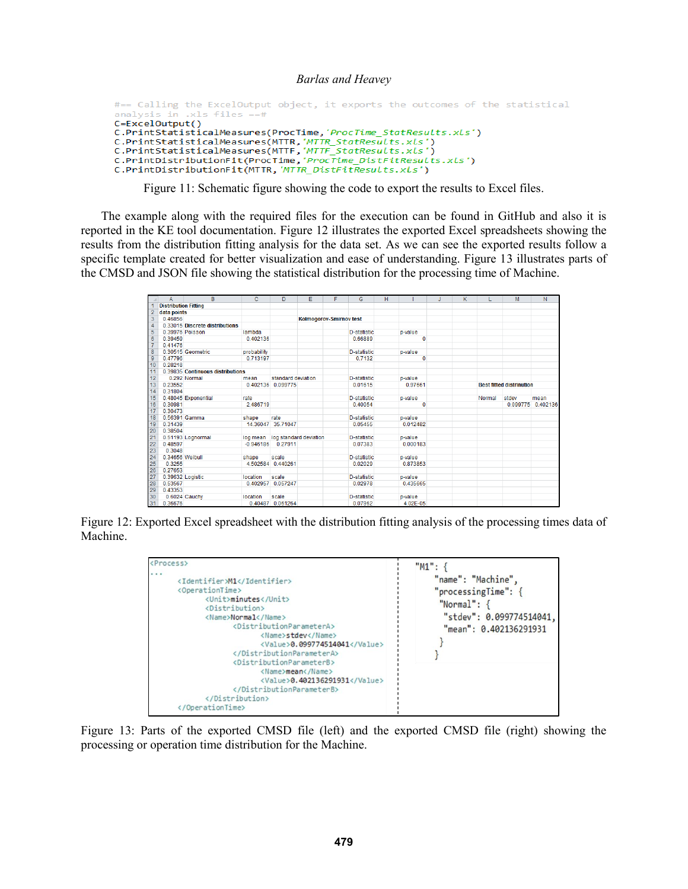```
#== Calling the ExcelOutput object, it exports the outcomes of the statistical
analysis in .xls files --#
C=ExcelOutput()
C.PrintStatisticalMeasures(ProcTime,'ProcTime_StatResults.xls')
C.PrintStatisticalMeasures(MTTR,'MTTR_StatResults.xls')
C.PrintStatisticalMeasures(MTTF,'MTTF_StatResults.xls')
C.PrintDistributionFit(ProcTime,'ProcTime_DistFitResults.xls')
C.PrintDistributionFit(MTTR,'MTTR_DistFitResults.xls')
```

Figure 11: Schematic figure showing the code to export the results to Excel files.

The example along with the required files for the execution can be found in GitHub and also it is reported in the KE tool documentation. Figure 12 illustrates the exported Excel spreadsheets showing the results from the distribution fitting analysis for the data set. As we can see the exported results follow a specific template created for better visualization and ease of understanding. Figure 13 illustrates parts of the CMSD and JSON file showing the statistical distribution for the processing time of Machine.

| | A | B | C | D | E | F | G | H | I | J | K | L | M | N |
|---|---|---|---|---|---|---|---|---|---|---|---|---|---|---|
| 1 | Distribution Fitting | | | | | | | | | | | | | |
| 2 | data points | | | | | | | | | | | | | |
| 3 | 0.46856 | | | | Kolmogorov-Smirnov test | | | | | | | | | |
| 4 | 0.33015 | Discrete distributions | | | | | | | | | | | | |
| 5 | 0.39975 | Poisson | lambda | | | | D-statistic | | p-value | | | | | |
| 6 | 0.39459 | | 0.402136 | | | | 0.66889 | | 0 | | | | | |
| 7 | 0.41476 | | | | | | | | | | | | | |
| 8 | 0.30515 | Geometric | probability | | | | D-statistic | | p-value | | | | | |
| 9 | 0.47796 | | 0.713197 | | | | 0.7132 | | 0 | | | | | |
| 10 | 0.28218 | | | | | | | | | | | | | |
| 11 | 0.39835 | Continuous distributions | | | | | | | | | | | | |
| 12 | 0.292 | Normal | mean | standard deviation | | | D-statistic | | p-value | | | | | |
| 13 | 0.23552 | | 0.402136 | 0.099775 | | | 0.01615 | | 0.97561 | | | Best fitted distribution | | |
| 14 | 0.31804 | | | | | | | | | | | | | |
| 15 | 0.48045 | Exponential | rate | | | | D-statistic | | p-value | | | Normal | stdev | mean |
| 16 | 0.30981 | | 2.486719 | | | | 0.40054 | | 0 | | | | 0.099775 | 0.402136 |
| 17 | 0.30473 | | | | | | | | | | | | | |
| 18 | 0.56391 | Gamma | shape | rate | | | D-statistic | | p-value | | | | | |
| 19 | 0.31439 | | 14.36047 | 35.71047 | | | 0.05455 | | 0.012482 | | | | | |
| 20 | 0.38504 | | | | | | | | | | | | | |
| 21 | 0.51193 | Lognormal | log mean | log standard deviation | | | D-statistic | | p-value | | | | | |
| 22 | 0.48597 | | -0.946186 | 0.27911 | | | 0.07383 | | 0.000183 | | | | | |
| 23 | 0.3048 | | | | | | | | | | | | | |
| 24 | 0.34656 | Weibull | shape | scale | | | D-statistic | | p-value | | | | | |
| 25 | 0.3255 | | 4.502584 | 0.440261 | | | 0.02029 | | 0.873853 | | | | | |
| 26 | 0.27653 | | | | | | | | | | | | | |
| 27 | 0.39632 | Logistic | location | scale | | | D-statistic | | p-value | | | | | |
| 28 | 0.53567 | | 0.402957 | 0.057247 | | | 0.02978 | | 0.435665 | | | | | |
| 29 | 0.43353 | | | | | | | | | | | | | |
| 30 | 0.6024 | Cauchy | location | scale | | | D-statistic | | p-value | | | | | |
| 31 | 0.36676 | | 0.40487 | 0.061264 | | | 0.07962 | | 4.02E-05 | | | | | |

Figure 12: Exported Excel spreadsheet with the distribution fitting analysis of the processing times data of Machine.

```
<Process>
...
    <Identifier>M1</Identifier>
    <OperationTime>
        <Unit>minutes</Unit>
        <Distribution>
        <Name>Normal</Name>
            <DistributionParameterA>
                <Name>stdev</Name>
                <Value>0.099774514041</Value>
            </DistributionParameterA>
            <DistributionParameterB>
                <Name>mean</Name>
                <Value>0.402136291931</Value>
            </DistributionParameterB>
        </Distribution>
    </OperationTime>
```

```
"M1": {
    "name": "Machine",
    "processingTime": {
     "Normal": {
      "stdev": 0.099774514041,
      "mean": 0.402136291931
     }
    }
```

Figure 13: Parts of the exported CMSD file (left) and the exported CMSD file (right) showing the processing or operation time distribution for the Machine.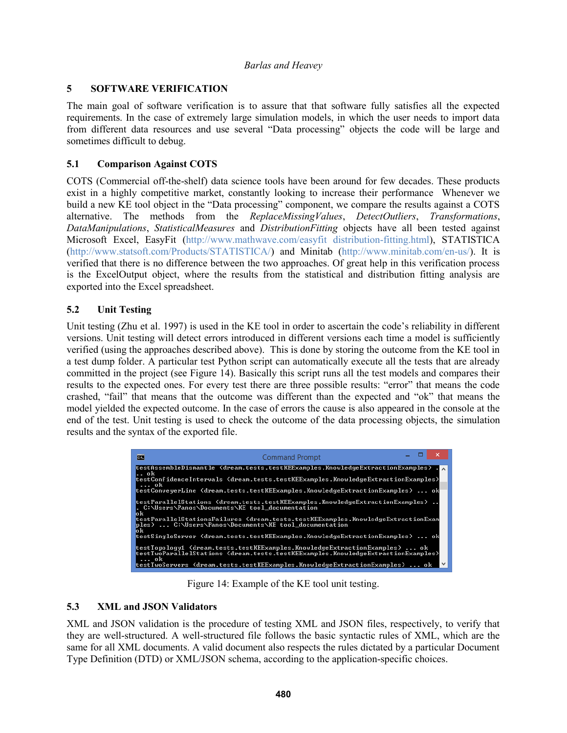## 5 SOFTWARE VERIFICATION

The main goal of software verification is to assure that that software fully satisfies all the expected requirements. In the case of extremely large simulation models, in which the user needs to import data from different data resources and use several "Data processing" objects the code will be large and sometimes difficult to debug.

### 5.1 Comparison Against COTS

COTS (Commercial off-the-shelf) data science tools have been around for few decades. These products exist in a highly competitive market, constantly looking to increase their performance Whenever we build a new KE tool object in the "Data processing" component, we compare the results against a COTS alternative. The methods from the *ReplaceMissingValues*, *DetectOutliers*, *Transformations*, *DataManipulations*, *StatisticalMeasures* and *DistributionFitting* objects have all been tested against Microsoft Excel, EasyFit (http://www.mathwave.com/easyfit distribution-fitting.html), STATISTICA (http://www.statsoft.com/Products/STATISTICA/) and Minitab (http://www.minitab.com/en-us/). It is verified that there is no difference between the two approaches. Of great help in this verification process is the ExcelOutput object, where the results from the statistical and distribution fitting analysis are exported into the Excel spreadsheet.

### 5.2 Unit Testing

Unit testing (Zhu et al. 1997) is used in the KE tool in order to ascertain the code's reliability in different versions. Unit testing will detect errors introduced in different versions each time a model is sufficiently verified (using the approaches described above). This is done by storing the outcome from the KE tool in a test dump folder. A particular test Python script can automatically execute all the tests that are already committed in the project (see Figure 14). Basically this script runs all the test models and compares their results to the expected ones. For every test there are three possible results: "error" that means the code crashed, "fail" that means that the outcome was different than the expected and "ok" that means the model yielded the expected outcome. In the case of errors the cause is also appeared in the console at the end of the test. Unit testing is used to check the outcome of the data processing objects, the simulation results and the syntax of the exported file.

```
testAssembleDismantle (dream.tests.testKEExamples.KnowledgeExtractionExamples) .
.. ok
testConfidenceIntervals (dream.tests.testKEExamples.KnowledgeExtractionExamples)
 ... ok
testConveyerLine (dream.tests.testKEExamples.KnowledgeExtractionExamples) ... ok

testParallelStations (dream.tests.testKEExamples.KnowledgeExtractionExamples) ..
. C:\Users\Panos\Documents\KE tool_documentation
ok
testParallelStationsFailures (dream.tests.testKEExamples.KnowledgeExtractionExam
ples) ... C:\Users\Panos\Documents\KE tool_documentation
ok
testSingleServer (dream.tests.testKEExamples.KnowledgeExtractionExamples) ... ok

testTopology1 (dream.tests.testKEExamples.KnowledgeExtractionExamples) ... ok
testTwoParallelStations (dream.tests.testKEExamples.KnowledgeExtractionExamples)
 ... ok
testTwoServers (dream.tests.testKEExamples.KnowledgeExtractionExamples) ... ok
```

Figure 14: Example of the KE tool unit testing.

### 5.3 XML and JSON Validators

XML and JSON validation is the procedure of testing XML and JSON files, respectively, to verify that they are well-structured. A well-structured file follows the basic syntactic rules of XML, which are the same for all XML documents. A valid document also respects the rules dictated by a particular Document Type Definition (DTD) or XML/JSON schema, according to the application-specific choices.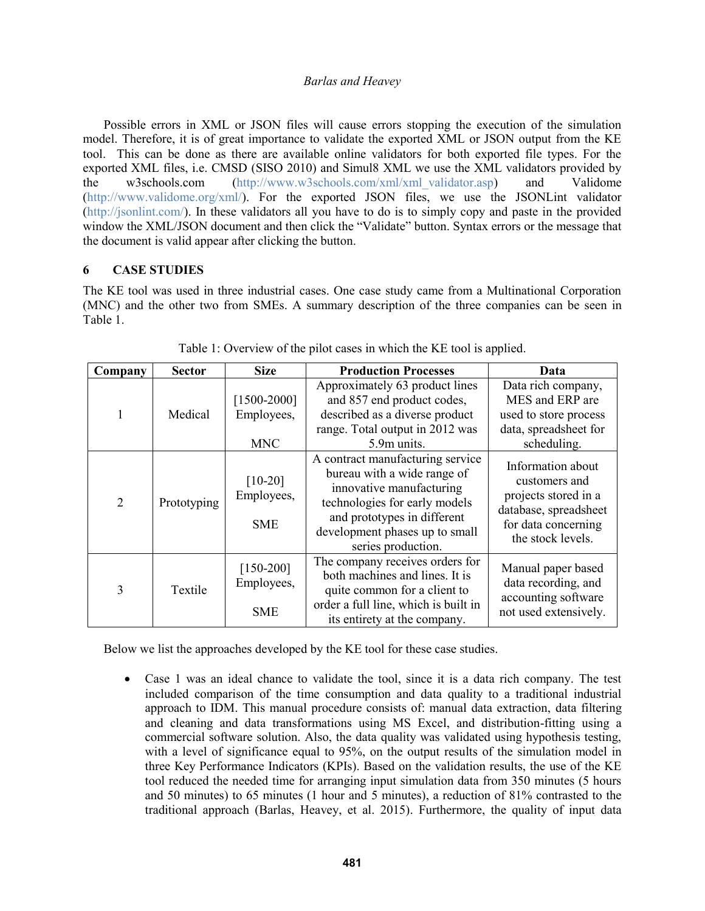Possible errors in XML or JSON files will cause errors stopping the execution of the simulation model. Therefore, it is of great importance to validate the exported XML or JSON output from the KE tool. This can be done as there are available online validators for both exported file types. For the exported XML files, i.e. CMSD (SISO 2010) and Simul8 XML we use the XML validators provided by the w3schools.com (http://www.w3schools.com/xml/xml_validator.asp) and Validome (http://www.validome.org/xml/). For the exported JSON files, we use the JSONLint validator (http://jsonlint.com/). In these validators all you have to do is to simply copy and paste in the provided window the XML/JSON document and then click the "Validate" button. Syntax errors or the message that the document is valid appear after clicking the button.

## 6 CASE STUDIES

The KE tool was used in three industrial cases. One case study came from a Multinational Corporation (MNC) and the other two from SMEs. A summary description of the three companies can be seen in Table 1.

Table 1: Overview of the pilot cases in which the KE tool is applied.

| Company | Sector | Size | Production Processes | Data |
|---|---|---|---|---|
| 1 | Medical | [1500-2000] Employees, MNC | Approximately 63 product lines and 857 end product codes, described as a diverse product range. Total output in 2012 was 5.9m units. | Data rich company, MES and ERP are used to store process data, spreadsheet for scheduling. |
| 2 | Prototyping | [10-20] Employees, SME | A contract manufacturing service bureau with a wide range of innovative manufacturing technologies for early models and prototypes in different development phases up to small series production. | Information about customers and projects stored in a database, spreadsheet for data concerning the stock levels. |
| 3 | Textile | [150-200] Employees, SME | The company receives orders for both machines and lines. It is quite common for a client to order a full line, which is built in its entirety at the company. | Manual paper based data recording, and accounting software not used extensively. |

Below we list the approaches developed by the KE tool for these case studies.

- Case 1 was an ideal chance to validate the tool, since it is a data rich company. The test included comparison of the time consumption and data quality to a traditional industrial approach to IDM. This manual procedure consists of: manual data extraction, data filtering and cleaning and data transformations using MS Excel, and distribution-fitting using a commercial software solution. Also, the data quality was validated using hypothesis testing, with a level of significance equal to 95%, on the output results of the simulation model in three Key Performance Indicators (KPIs). Based on the validation results, the use of the KE tool reduced the needed time for arranging input simulation data from 350 minutes (5 hours and 50 minutes) to 65 minutes (1 hour and 5 minutes), a reduction of 81% contrasted to the traditional approach (Barlas, Heavey, et al. 2015). Furthermore, the quality of input data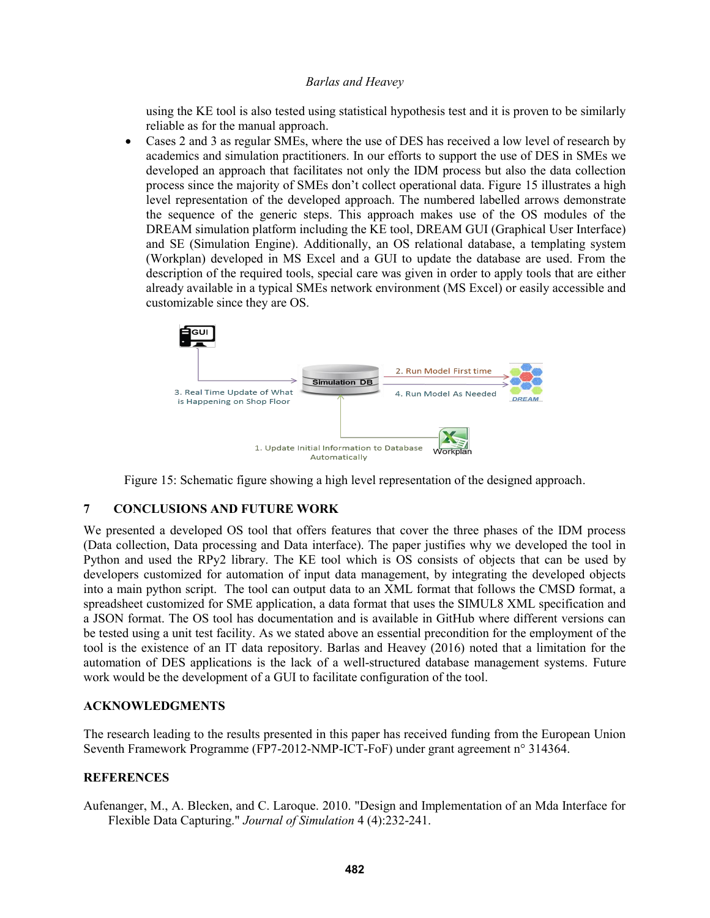using the KE tool is also tested using statistical hypothesis test and it is proven to be similarly reliable as for the manual approach.

- Cases 2 and 3 as regular SMEs, where the use of DES has received a low level of research by academics and simulation practitioners. In our efforts to support the use of DES in SMEs we developed an approach that facilitates not only the IDM process but also the data collection process since the majority of SMEs don't collect operational data. Figure 15 illustrates a high level representation of the developed approach. The numbered labelled arrows demonstrate the sequence of the generic steps. This approach makes use of the OS modules of the DREAM simulation platform including the KE tool, DREAM GUI (Graphical User Interface) and SE (Simulation Engine). Additionally, an OS relational database, a templating system (Workplan) developed in MS Excel and a GUI to update the database are used. From the description of the required tools, special care was given in order to apply tools that are either already available in a typical SMEs network environment (MS Excel) or easily accessible and customizable since they are OS.

GUI

Simulation DB

DREAM

Workplan

1. Update Initial Information to Database Automatically

2. Run Model First time

3. Real Time Update of What is Happening on Shop Floor

4. Run Model As Needed

Figure 15: Schematic figure showing a high level representation of the designed approach.

## 7 CONCLUSIONS AND FUTURE WORK

We presented a developed OS tool that offers features that cover the three phases of the IDM process (Data collection, Data processing and Data interface). The paper justifies why we developed the tool in Python and used the RPy2 library. The KE tool which is OS consists of objects that can be used by developers customized for automation of input data management, by integrating the developed objects into a main python script. The tool can output data to an XML format that follows the CMSD format, a spreadsheet customized for SME application, a data format that uses the SIMUL8 XML specification and a JSON format. The OS tool has documentation and is available in GitHub where different versions can be tested using a unit test facility. As we stated above an essential precondition for the employment of the tool is the existence of an IT data repository. Barlas and Heavey (2016) noted that a limitation for the automation of DES applications is the lack of a well-structured database management systems. Future work would be the development of a GUI to facilitate configuration of the tool.

## ACKNOWLEDGMENTS

The research leading to the results presented in this paper has received funding from the European Union Seventh Framework Programme (FP7-2012-NMP-ICT-FoF) under grant agreement n° 314364.

## REFERENCES

Aufenanger, M., A. Blecken, and C. Laroque. 2010. "Design and Implementation of an Mda Interface for Flexible Data Capturing." *Journal of Simulation* 4 (4):232-241.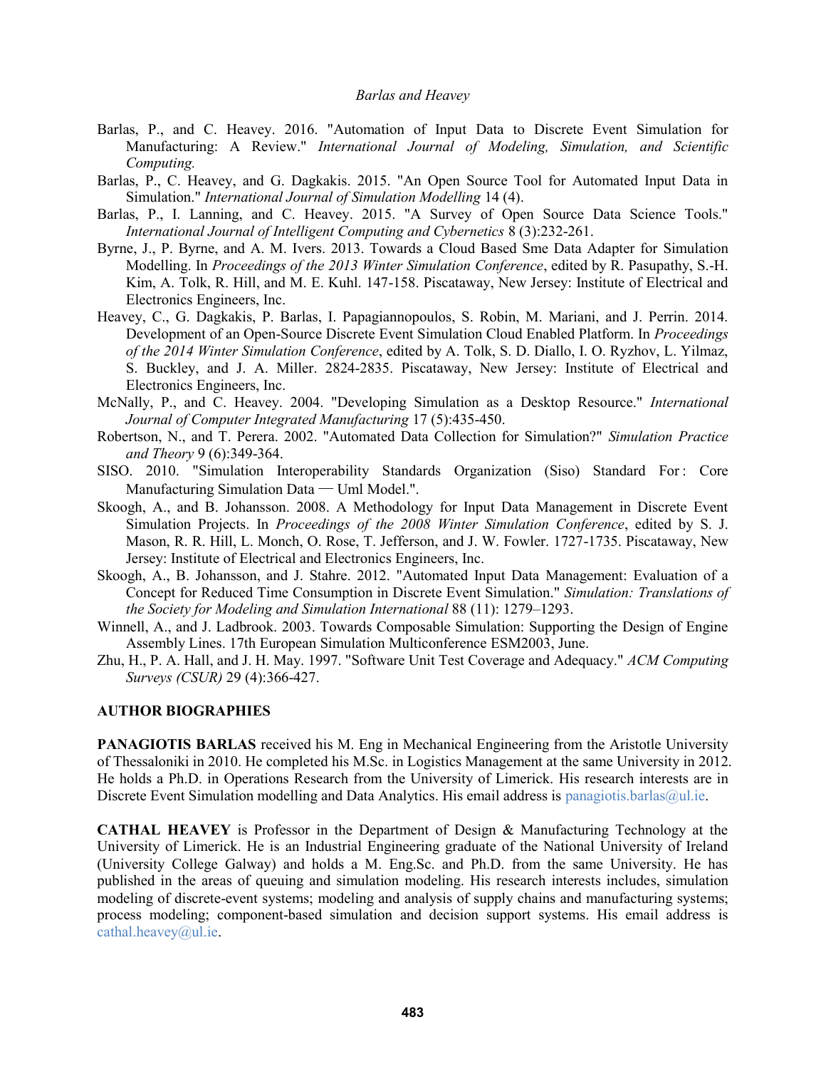Barlas, P., and C. Heavey. 2016. "Automation of Input Data to Discrete Event Simulation for Manufacturing: A Review." *International Journal of Modeling, Simulation, and Scientific Computing.*

Barlas, P., C. Heavey, and G. Dagkakis. 2015. "An Open Source Tool for Automated Input Data in Simulation." *International Journal of Simulation Modelling* 14 (4).

Barlas, P., I. Lanning, and C. Heavey. 2015. "A Survey of Open Source Data Science Tools." *International Journal of Intelligent Computing and Cybernetics* 8 (3):232-261.

Byrne, J., P. Byrne, and A. M. Ivers. 2013. Towards a Cloud Based Sme Data Adapter for Simulation Modelling. In *Proceedings of the 2013 Winter Simulation Conference*, edited by R. Pasupathy, S.-H. Kim, A. Tolk, R. Hill, and M. E. Kuhl. 147-158. Piscataway, New Jersey: Institute of Electrical and Electronics Engineers, Inc.

Heavey, C., G. Dagkakis, P. Barlas, I. Papagiannopoulos, S. Robin, M. Mariani, and J. Perrin. 2014. Development of an Open-Source Discrete Event Simulation Cloud Enabled Platform. In *Proceedings of the 2014 Winter Simulation Conference*, edited by A. Tolk, S. D. Diallo, I. O. Ryzhov, L. Yilmaz, S. Buckley, and J. A. Miller. 2824-2835. Piscataway, New Jersey: Institute of Electrical and Electronics Engineers, Inc.

McNally, P., and C. Heavey. 2004. "Developing Simulation as a Desktop Resource." *International Journal of Computer Integrated Manufacturing* 17 (5):435-450.

Robertson, N., and T. Perera. 2002. "Automated Data Collection for Simulation?" *Simulation Practice and Theory* 9 (6):349-364.

SISO. 2010. "Simulation Interoperability Standards Organization (Siso) Standard For : Core Manufacturing Simulation Data — Uml Model.".

Skoogh, A., and B. Johansson. 2008. A Methodology for Input Data Management in Discrete Event Simulation Projects. In *Proceedings of the 2008 Winter Simulation Conference*, edited by S. J. Mason, R. R. Hill, L. Monch, O. Rose, T. Jefferson, and J. W. Fowler. 1727-1735. Piscataway, New Jersey: Institute of Electrical and Electronics Engineers, Inc.

Skoogh, A., B. Johansson, and J. Stahre. 2012. "Automated Input Data Management: Evaluation of a Concept for Reduced Time Consumption in Discrete Event Simulation." *Simulation: Translations of the Society for Modeling and Simulation International* 88 (11): 1279–1293.

Winnell, A., and J. Ladbrook. 2003. Towards Composable Simulation: Supporting the Design of Engine Assembly Lines. 17th European Simulation Multiconference ESM2003, June.

Zhu, H., P. A. Hall, and J. H. May. 1997. "Software Unit Test Coverage and Adequacy." *ACM Computing Surveys (CSUR)* 29 (4):366-427.

## AUTHOR BIOGRAPHIES

**PANAGIOTIS BARLAS** received his M. Eng in Mechanical Engineering from the Aristotle University of Thessaloniki in 2010. He completed his M.Sc. in Logistics Management at the same University in 2012. He holds a Ph.D. in Operations Research from the University of Limerick. His research interests are in Discrete Event Simulation modelling and Data Analytics. His email address is panagiotis.barlas@ul.ie.

**CATHAL HEAVEY** is Professor in the Department of Design & Manufacturing Technology at the University of Limerick. He is an Industrial Engineering graduate of the National University of Ireland (University College Galway) and holds a M. Eng.Sc. and Ph.D. from the same University. He has published in the areas of queuing and simulation modeling. His research interests includes, simulation modeling of discrete-event systems; modeling and analysis of supply chains and manufacturing systems; process modeling; component-based simulation and decision support systems. His email address is cathal.heavey@ul.ie.